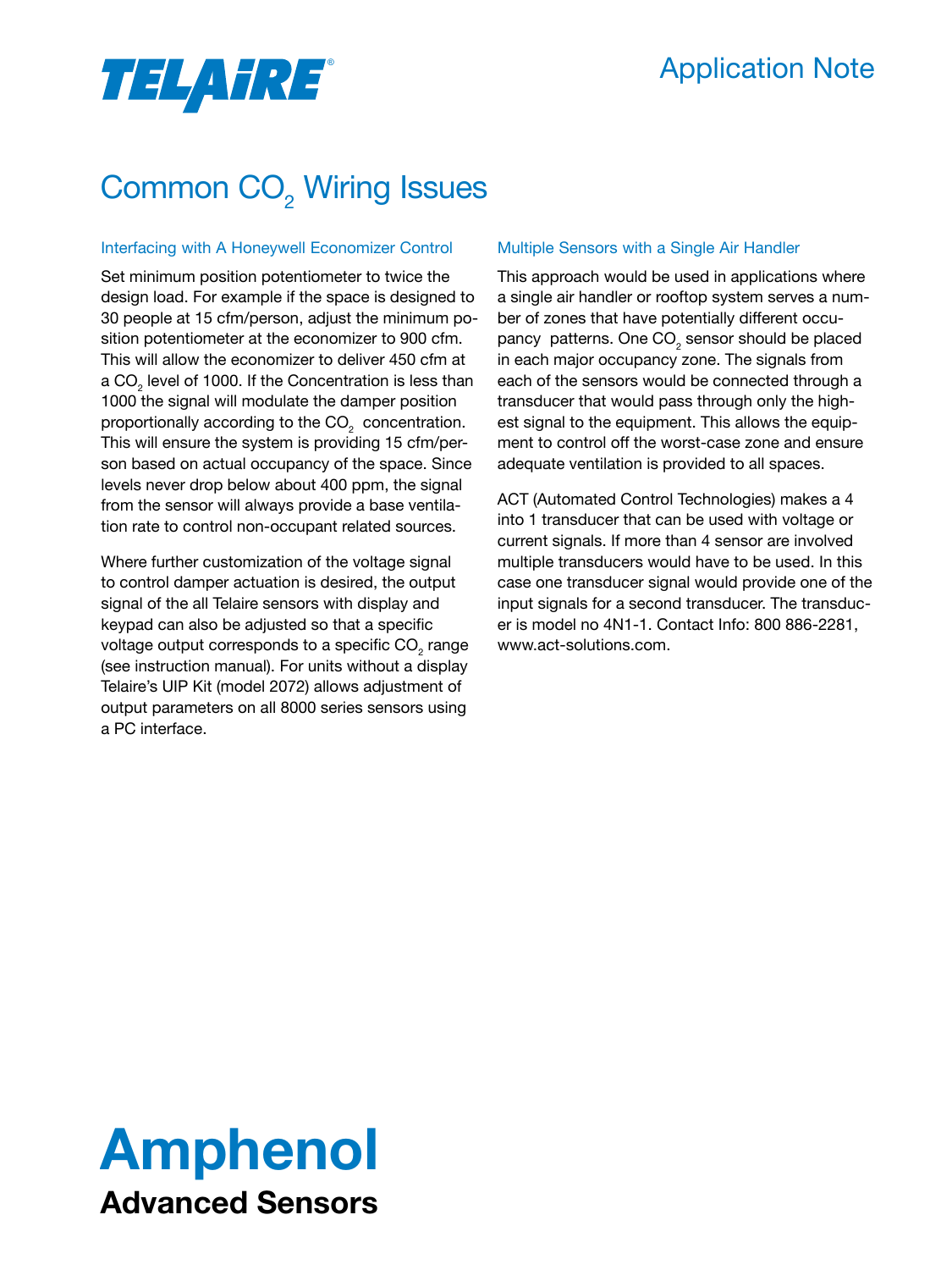TELAIRE®

Application Note

# Common $CO_2$ Wiring Issues

### Interfacing with A Honeywell Economizer Control

Set minimum position potentiometer to twice the design load. For example if the space is designed to 30 people at 15 cfm/person, adjust the minimum position potentiometer at the economizer to 900 cfm. This will allow the economizer to deliver 450 cfm at a $CO_2$ level of 1000. If the Concentration is less than 1000 the signal will modulate the damper position proportionally according to the $CO_2$ concentration. This will ensure the system is providing 15 cfm/person based on actual occupancy of the space. Since levels never drop below about 400 ppm, the signal from the sensor will always provide a base ventilation rate to control non-occupant related sources.

Where further customization of the voltage signal to control damper actuation is desired, the output signal of the all Telaire sensors with display and keypad can also be adjusted so that a specific voltage output corresponds to a specific $CO_2$ range (see instruction manual). For units without a display Telaire's UIP Kit (model 2072) allows adjustment of output parameters on all 8000 series sensors using a PC interface.

### Multiple Sensors with a Single Air Handler

This approach would be used in applications where a single air handler or rooftop system serves a number of zones that have potentially different occupancy patterns. One $CO_2$ sensor should be placed in each major occupancy zone. The signals from each of the sensors would be connected through a transducer that would pass through only the highest signal to the equipment. This allows the equipment to control off the worst-case zone and ensure adequate ventilation is provided to all spaces.

ACT (Automated Control Technologies) makes a 4 into 1 transducer that can be used with voltage or current signals. If more than 4 sensor are involved multiple transducers would have to be used. In this case one transducer signal would provide one of the input signals for a second transducer. The transducer is model no 4N1-1. Contact Info: 800 886-2281, www.act-solutions.com.

**Amphenol**
**Advanced Sensors**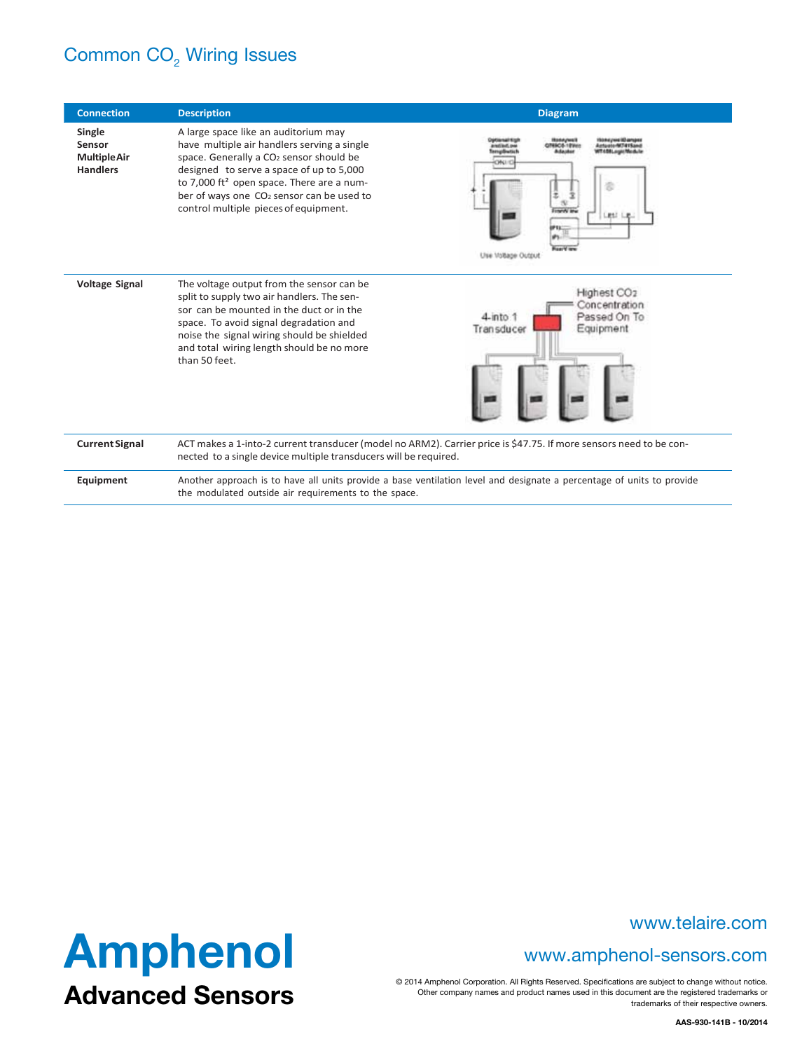# Common $CO_2$ Wiring Issues

| Connection | Description | Diagram |
|---|---|---|
| **Single Sensor Multiple Air Handlers** | A large space like an auditorium may have multiple air handlers serving a single space. Generally a $CO_2$ sensor should be designed to serve a space of up to 5,000 to 7,000 ft² open space. There are a number of ways one $CO_2$ sensor can be used to control multiple pieces of equipment. | Use Voltage Output |
| **Voltage Signal** | The voltage output from the sensor can be split to supply two air handlers. The sensor can be mounted in the duct or in the space. To avoid signal degradation and noise the signal wiring should be shielded and total wiring length should be no more than 50 feet. | 4-into 1 Transducer; Highest CO2 Concentration Passed On To Equipment |
| **Current Signal** | ACT makes a 1-into-2 current transducer (model no ARM2). Carrier price is $47.75. If more sensors need to be connected to a single device multiple transducers will be required. | |
| **Equipment** | Another approach is to have all units provide a base ventilation level and designate a percentage of units to provide the modulated outside air requirements to the space. | |

**Amphenol**
**Advanced Sensors**

www.telaire.com

www.amphenol-sensors.com

© 2014 Amphenol Corporation. All Rights Reserved. Specifications are subject to change without notice. Other company names and product names used in this document are the registered trademarks or trademarks of their respective owners.

AAS-930-141B - 10/2014